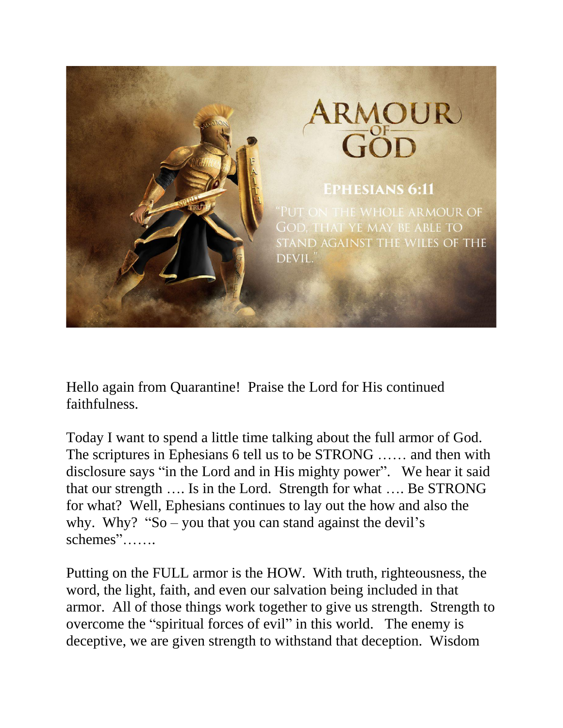Hello again from Quarantine! Praise the Lord for His continued faithfulness.

Today I want to spend a little time talking about the full armor of God. The scriptures in Ephesians 6 tell us to be STRONG …… and then with disclosure says "in the Lord and in His mighty power". We hear it said that our strength …. Is in the Lord. Strength for what …. Be STRONG for what? Well, Ephesians continues to lay out the how and also the why. Why? "So – you that you can stand against the devil's schemes"…….

Putting on the FULL armor is the HOW. With truth, righteousness, the word, the light, faith, and even our salvation being included in that armor. All of those things work together to give us strength. Strength to overcome the "spiritual forces of evil" in this world. The enemy is deceptive, we are given strength to withstand that deception. Wisdom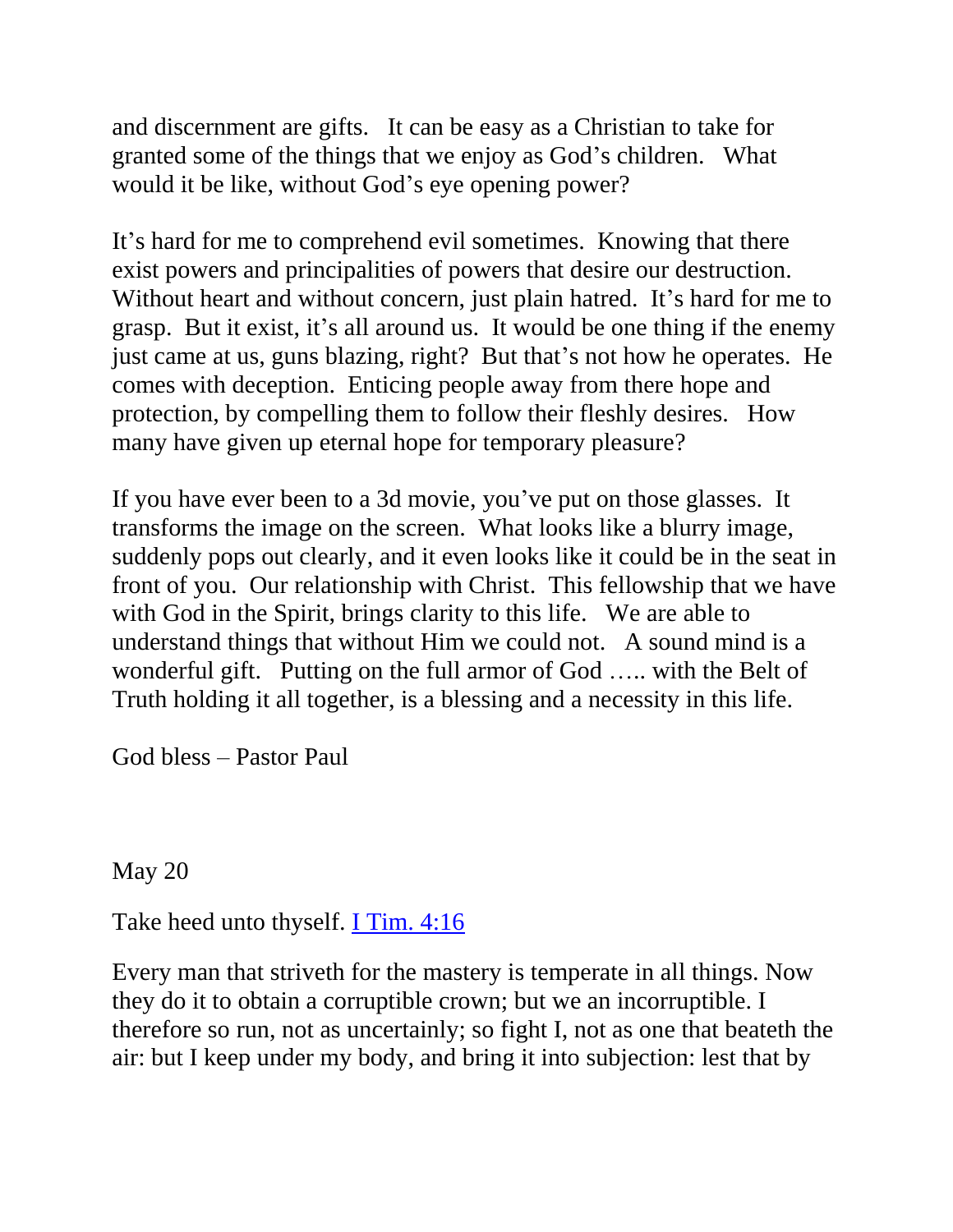and discernment are gifts. It can be easy as a Christian to take for granted some of the things that we enjoy as God's children. What would it be like, without God's eye opening power?

It's hard for me to comprehend evil sometimes. Knowing that there exist powers and principalities of powers that desire our destruction. Without heart and without concern, just plain hatred. It's hard for me to grasp. But it exist, it's all around us. It would be one thing if the enemy just came at us, guns blazing, right? But that's not how he operates. He comes with deception. Enticing people away from there hope and protection, by compelling them to follow their fleshly desires. How many have given up eternal hope for temporary pleasure?

If you have ever been to a 3d movie, you've put on those glasses. It transforms the image on the screen. What looks like a blurry image, suddenly pops out clearly, and it even looks like it could be in the seat in front of you. Our relationship with Christ. This fellowship that we have with God in the Spirit, brings clarity to this life. We are able to understand things that without Him we could not. A sound mind is a wonderful gift. Putting on the full armor of God ….. with the Belt of Truth holding it all together, is a blessing and a necessity in this life.

God bless – Pastor Paul

May 20

Take heed unto thyself. [I Tim. 4:16]

Every man that striveth for the mastery is temperate in all things. Now they do it to obtain a corruptible crown; but we an incorruptible. I therefore so run, not as uncertainly; so fight I, not as one that beateth the air: but I keep under my body, and bring it into subjection: lest that by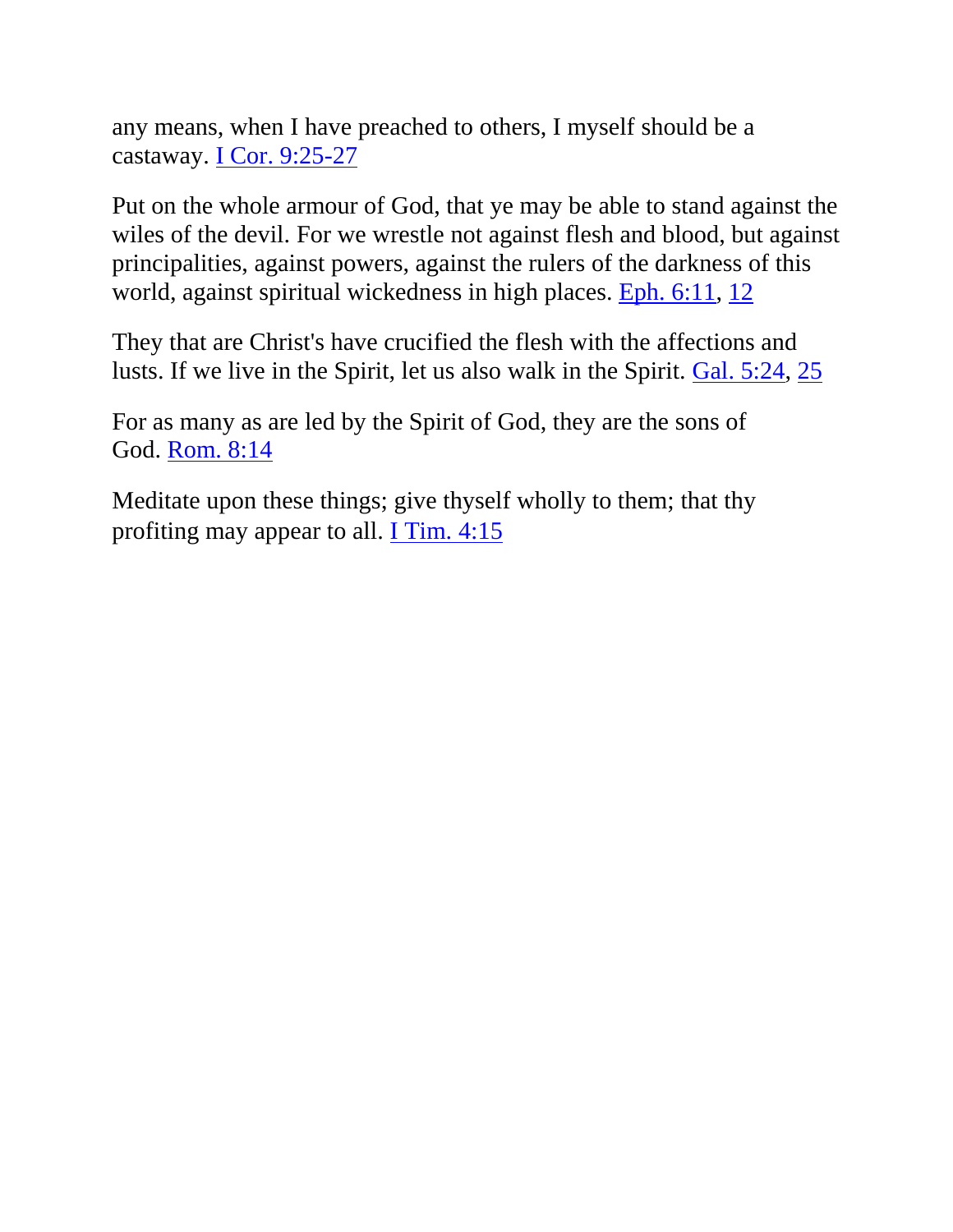any means, when I have preached to others, I myself should be a castaway. I Cor. 9:25-27

Put on the whole armour of God, that ye may be able to stand against the wiles of the devil. For we wrestle not against flesh and blood, but against principalities, against powers, against the rulers of the darkness of this world, against spiritual wickedness in high places. Eph. 6:11, 12

They that are Christ's have crucified the flesh with the affections and lusts. If we live in the Spirit, let us also walk in the Spirit. Gal. 5:24, 25

For as many as are led by the Spirit of God, they are the sons of God. Rom. 8:14

Meditate upon these things; give thyself wholly to them; that thy profiting may appear to all. I Tim. 4:15